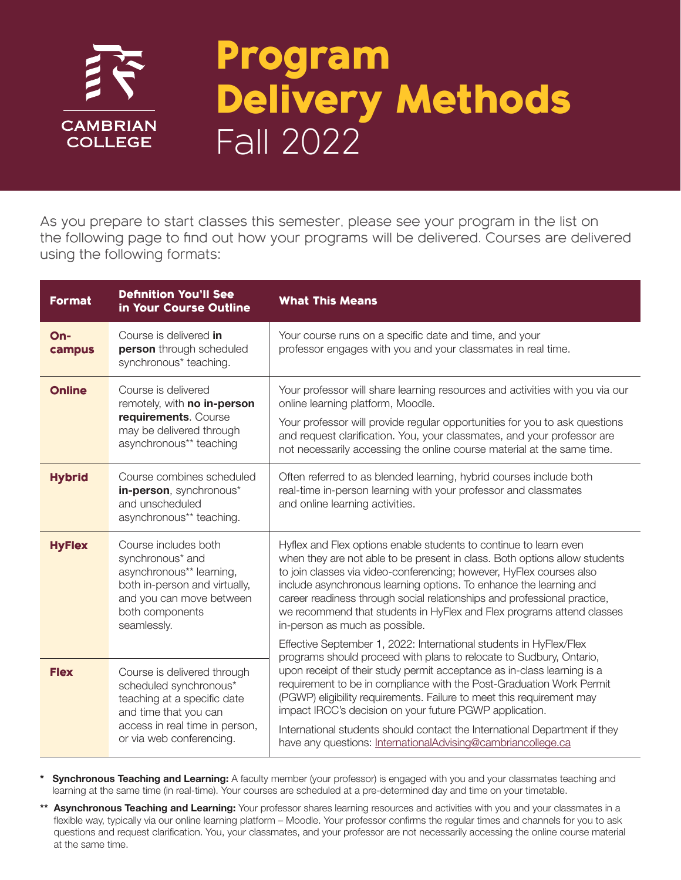CAMBRIAN COLLEGE

# Program Delivery Methods Fall 2022

As you prepare to start classes this semester, please see your program in the list on the following page to find out how your programs will be delivered. Courses are delivered using the following formats:

| Format | Definition You'll See in Your Course Outline | What This Means |
|---|---|---|
| **On-campus** | Course is delivered **in person** through scheduled synchronous* teaching. | Your course runs on a specific date and time, and your professor engages with you and your classmates in real time. |
| **Online** | Course is delivered remotely, with **no in-person requirements**. Course may be delivered through asynchronous** teaching | Your professor will share learning resources and activities with you via our online learning platform, Moodle.<br><br>Your professor will provide regular opportunities for you to ask questions and request clarification. You, your classmates, and your professor are not necessarily accessing the online course material at the same time. |
| **Hybrid** | Course combines scheduled **in-person**, synchronous* and unscheduled asynchronous** teaching. | Often referred to as blended learning, hybrid courses include both real-time in-person learning with your professor and classmates and online learning activities. |
| **HyFlex** | Course includes both synchronous* and asynchronous** learning, both in-person and virtually, and you can move between both components seamlessly. | Hyflex and Flex options enable students to continue to learn even when they are not able to be present in class. Both options allow students to join classes via video-conferencing; however, HyFlex courses also include asynchronous learning options. To enhance the learning and career readiness through social relationships and professional practice, we recommend that students in HyFlex and Flex programs attend classes in-person as much as possible.<br><br>Effective September 1, 2022: International students in HyFlex/Flex programs should proceed with plans to relocate to Sudbury, Ontario, upon receipt of their study permit acceptance as in-class learning is a requirement to be in compliance with the Post-Graduation Work Permit (PGWP) eligibility requirements. Failure to meet this requirement may impact IRCC's decision on your future PGWP application.<br><br>International students should contact the International Department if they have any questions: InternationalAdvising@cambriancollege.ca |
| **Flex** | Course is delivered through scheduled synchronous* teaching at a specific date and time that you can access in real time in person, or via web conferencing. | |

\* **Synchronous Teaching and Learning:** A faculty member (your professor) is engaged with you and your classmates teaching and learning at the same time (in real-time). Your courses are scheduled at a pre-determined day and time on your timetable.

\** **Asynchronous Teaching and Learning:** Your professor shares learning resources and activities with you and your classmates in a flexible way, typically via our online learning platform – Moodle. Your professor confirms the regular times and channels for you to ask questions and request clarification. You, your classmates, and your professor are not necessarily accessing the online course material at the same time.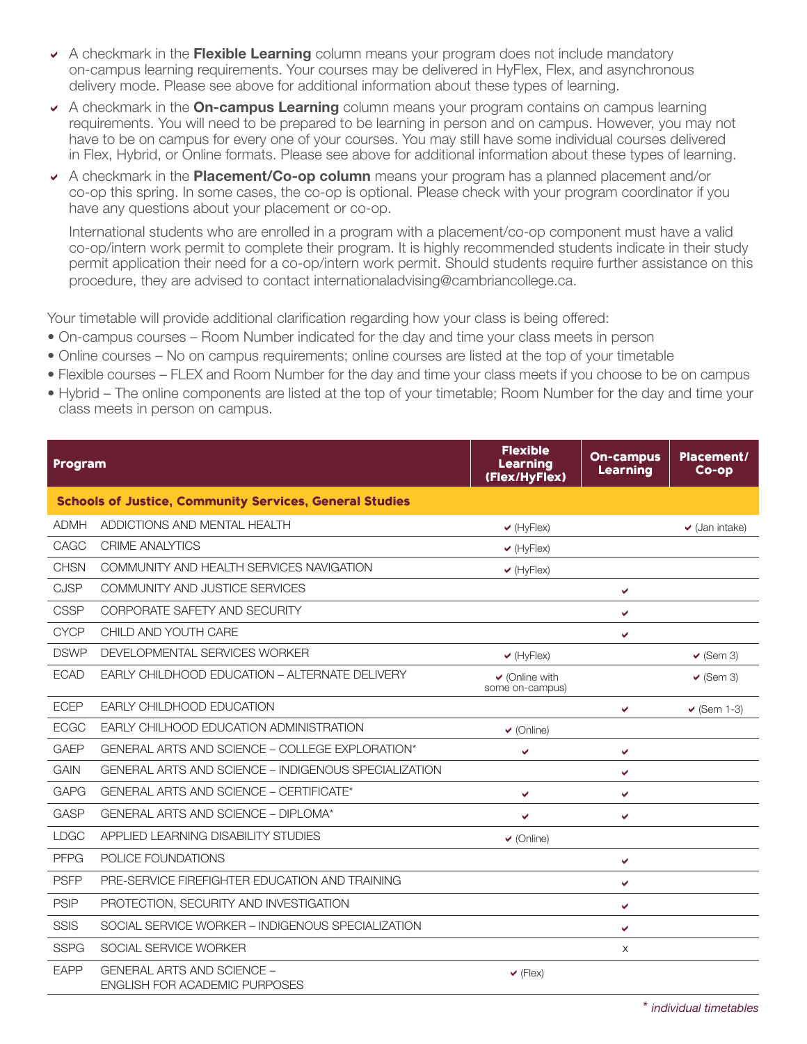- ✔ A checkmark in the **Flexible Learning** column means your program does not include mandatory on-campus learning requirements. Your courses may be delivered in HyFlex, Flex, and asynchronous delivery mode. Please see above for additional information about these types of learning.
- ✔ A checkmark in the **On-campus Learning** column means your program contains on campus learning requirements. You will need to be prepared to be learning in person and on campus. However, you may not have to be on campus for every one of your courses. You may still have some individual courses delivered in Flex, Hybrid, or Online formats. Please see above for additional information about these types of learning.
- ✔ A checkmark in the **Placement/Co-op column** means your program has a planned placement and/or co-op this spring. In some cases, the co-op is optional. Please check with your program coordinator if you have any questions about your placement or co-op.

  International students who are enrolled in a program with a placement/co-op component must have a valid co-op/intern work permit to complete their program. It is highly recommended students indicate in their study permit application their need for a co-op/intern work permit. Should students require further assistance on this procedure, they are advised to contact internationaladvising@cambriancollege.ca.

Your timetable will provide additional clarification regarding how your class is being offered:

- On-campus courses – Room Number indicated for the day and time your class meets in person
- Online courses – No on campus requirements; online courses are listed at the top of your timetable
- Flexible courses – FLEX and Room Number for the day and time your class meets if you choose to be on campus
- Hybrid – The online components are listed at the top of your timetable; Room Number for the day and time your class meets in person on campus.

| Program | | Flexible Learning (Flex/HyFlex) | On-campus Learning | Placement/ Co-op |
|---|---|---|---|---|
| **Schools of Justice, Community Services, General Studies** | | | | |
| ADMH | ADDICTIONS AND MENTAL HEALTH | ✔ (HyFlex) | | ✔ (Jan intake) |
| CAGC | CRIME ANALYTICS | ✔ (HyFlex) | | |
| CHSN | COMMUNITY AND HEALTH SERVICES NAVIGATION | ✔ (HyFlex) | | |
| CJSP | COMMUNITY AND JUSTICE SERVICES | | ✔ | |
| CSSP | CORPORATE SAFETY AND SECURITY | | ✔ | |
| CYCP | CHILD AND YOUTH CARE | | ✔ | |
| DSWP | DEVELOPMENTAL SERVICES WORKER | ✔ (HyFlex) | | ✔ (Sem 3) |
| ECAD | EARLY CHILDHOOD EDUCATION – ALTERNATE DELIVERY | ✔ (Online with some on-campus) | | ✔ (Sem 3) |
| ECEP | EARLY CHILDHOOD EDUCATION | | ✔ | ✔ (Sem 1-3) |
| ECGC | EARLY CHILHOOD EDUCATION ADMINISTRATION | ✔ (Online) | | |
| GAEP | GENERAL ARTS AND SCIENCE – COLLEGE EXPLORATION* | ✔ | ✔ | |
| GAIN | GENERAL ARTS AND SCIENCE – INDIGENOUS SPECIALIZATION | | ✔ | |
| GAPG | GENERAL ARTS AND SCIENCE – CERTIFICATE* | ✔ | ✔ | |
| GASP | GENERAL ARTS AND SCIENCE – DIPLOMA* | ✔ | ✔ | |
| LDGC | APPLIED LEARNING DISABILITY STUDIES | ✔ (Online) | | |
| PFPG | POLICE FOUNDATIONS | | ✔ | |
| PSFP | PRE-SERVICE FIREFIGHTER EDUCATION AND TRAINING | | ✔ | |
| PSIP | PROTECTION, SECURITY AND INVESTIGATION | | ✔ | |
| SSIS | SOCIAL SERVICE WORKER – INDIGENOUS SPECIALIZATION | | ✔ | |
| SSPG | SOCIAL SERVICE WORKER | | x | |
| EAPP | GENERAL ARTS AND SCIENCE – ENGLISH FOR ACADEMIC PURPOSES | ✔ (Flex) | | |

*\* individual timetables*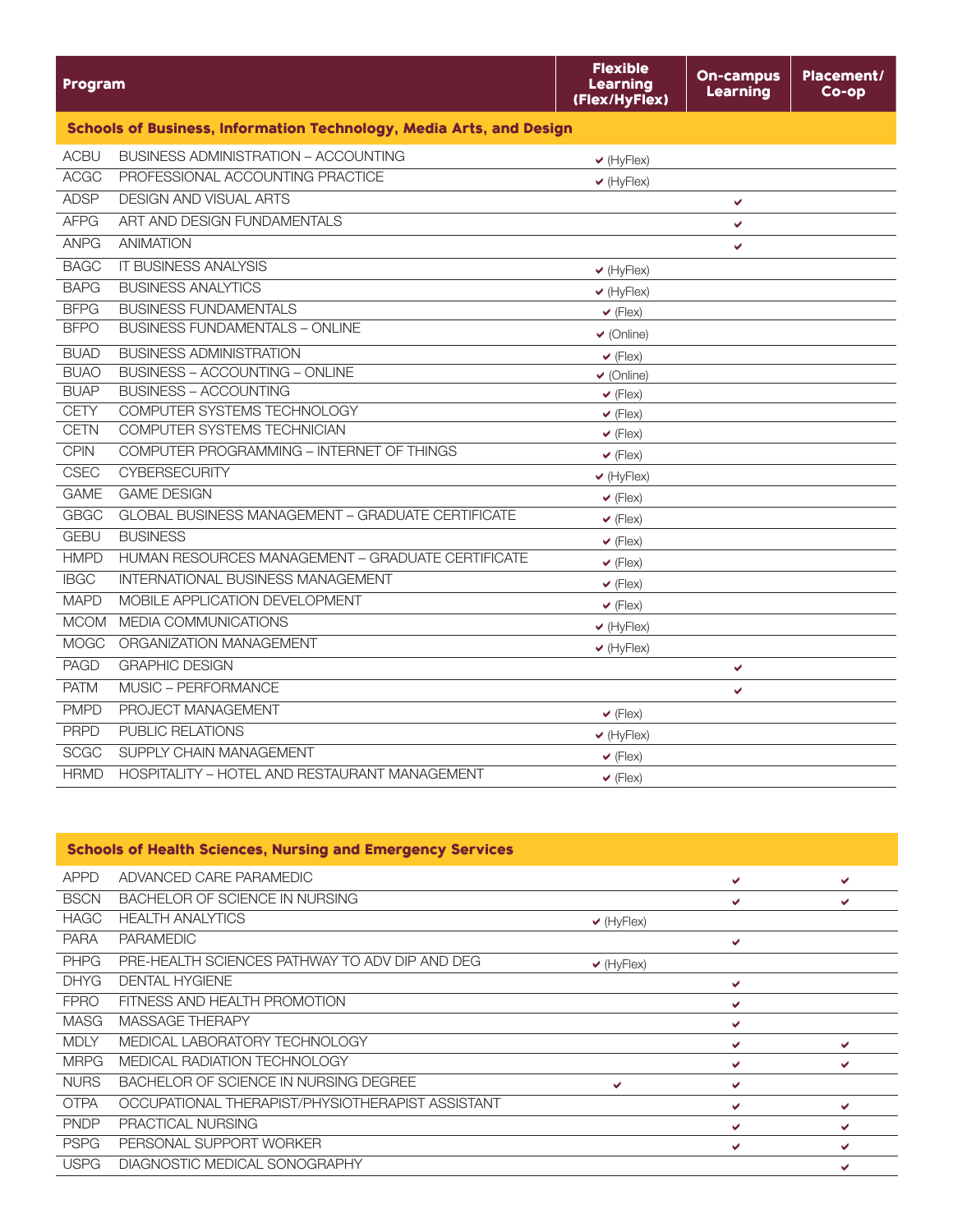| Program | | Flexible Learning (Flex/HyFlex) | On-campus Learning | Placement/ Co-op |
|---|---|---|---|---|
| **Schools of Business, Information Technology, Media Arts, and Design** | | | | |
| ACBU | BUSINESS ADMINISTRATION – ACCOUNTING | ✔ (HyFlex) | | |
| ACGC | PROFESSIONAL ACCOUNTING PRACTICE | ✔ (HyFlex) | | |
| ADSP | DESIGN AND VISUAL ARTS | | ✔ | |
| AFPG | ART AND DESIGN FUNDAMENTALS | | ✔ | |
| ANPG | ANIMATION | | ✔ | |
| BAGC | IT BUSINESS ANALYSIS | ✔ (HyFlex) | | |
| BAPG | BUSINESS ANALYTICS | ✔ (HyFlex) | | |
| BFPG | BUSINESS FUNDAMENTALS | ✔ (Flex) | | |
| BFPO | BUSINESS FUNDAMENTALS – ONLINE | ✔ (Online) | | |
| BUAD | BUSINESS ADMINISTRATION | ✔ (Flex) | | |
| BUAO | BUSINESS – ACCOUNTING – ONLINE | ✔ (Online) | | |
| BUAP | BUSINESS – ACCOUNTING | ✔ (Flex) | | |
| CETY | COMPUTER SYSTEMS TECHNOLOGY | ✔ (Flex) | | |
| CETN | COMPUTER SYSTEMS TECHNICIAN | ✔ (Flex) | | |
| CPIN | COMPUTER PROGRAMMING – INTERNET OF THINGS | ✔ (Flex) | | |
| CSEC | CYBERSECURITY | ✔ (HyFlex) | | |
| GAME | GAME DESIGN | ✔ (Flex) | | |
| GBGC | GLOBAL BUSINESS MANAGEMENT – GRADUATE CERTIFICATE | ✔ (Flex) | | |
| GEBU | BUSINESS | ✔ (Flex) | | |
| HMPD | HUMAN RESOURCES MANAGEMENT – GRADUATE CERTIFICATE | ✔ (Flex) | | |
| IBGC | INTERNATIONAL BUSINESS MANAGEMENT | ✔ (Flex) | | |
| MAPD | MOBILE APPLICATION DEVELOPMENT | ✔ (Flex) | | |
| MCOM | MEDIA COMMUNICATIONS | ✔ (HyFlex) | | |
| MOGC | ORGANIZATION MANAGEMENT | ✔ (HyFlex) | | |
| PAGD | GRAPHIC DESIGN | | ✔ | |
| PATM | MUSIC – PERFORMANCE | | ✔ | |
| PMPD | PROJECT MANAGEMENT | ✔ (Flex) | | |
| PRPD | PUBLIC RELATIONS | ✔ (HyFlex) | | |
| SCGC | SUPPLY CHAIN MANAGEMENT | ✔ (Flex) | | |
| HRMD | HOSPITALITY – HOTEL AND RESTAURANT MANAGEMENT | ✔ (Flex) | | |

| Program | | Flexible Learning (Flex/HyFlex) | On-campus Learning | Placement/ Co-op |
|---|---|---|---|---|
| **Schools of Health Sciences, Nursing and Emergency Services** | | | | |
| APPD | ADVANCED CARE PARAMEDIC | | ✔ | ✔ |
| BSCN | BACHELOR OF SCIENCE IN NURSING | | ✔ | ✔ |
| HAGC | HEALTH ANALYTICS | ✔ (HyFlex) | | |
| PARA | PARAMEDIC | | ✔ | |
| PHPG | PRE-HEALTH SCIENCES PATHWAY TO ADV DIP AND DEG | ✔ (HyFlex) | | |
| DHYG | DENTAL HYGIENE | | ✔ | |
| FPRO | FITNESS AND HEALTH PROMOTION | | ✔ | |
| MASG | MASSAGE THERAPY | | ✔ | |
| MDLY | MEDICAL LABORATORY TECHNOLOGY | | ✔ | ✔ |
| MRPG | MEDICAL RADIATION TECHNOLOGY | | ✔ | ✔ |
| NURS | BACHELOR OF SCIENCE IN NURSING DEGREE | ✔ | ✔ | |
| OTPA | OCCUPATIONAL THERAPIST/PHYSIOTHERAPIST ASSISTANT | | ✔ | ✔ |
| PNDP | PRACTICAL NURSING | | ✔ | ✔ |
| PSPG | PERSONAL SUPPORT WORKER | | ✔ | ✔ |
| USPG | DIAGNOSTIC MEDICAL SONOGRAPHY | | | ✔ |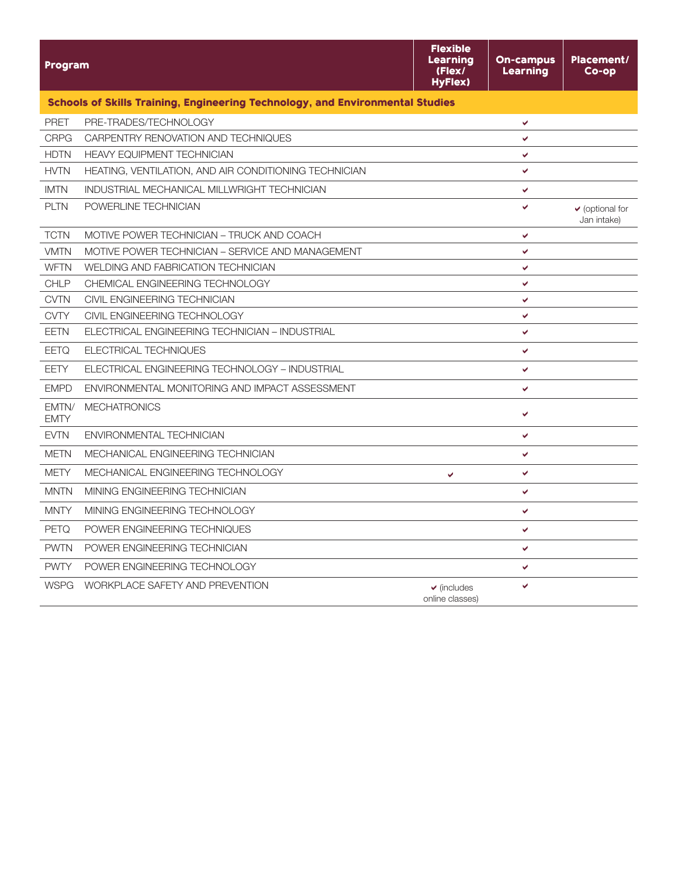| Program | | Flexible Learning (Flex/ HyFlex) | On-campus Learning | Placement/ Co-op |
|---|---|---|---|---|
| **Schools of Skills Training, Engineering Technology, and Environmental Studies** | | | | |
| PRET | PRE-TRADES/TECHNOLOGY | | ✔ | |
| CRPG | CARPENTRY RENOVATION AND TECHNIQUES | | ✔ | |
| HDTN | HEAVY EQUIPMENT TECHNICIAN | | ✔ | |
| HVTN | HEATING, VENTILATION, AND AIR CONDITIONING TECHNICIAN | | ✔ | |
| IMTN | INDUSTRIAL MECHANICAL MILLWRIGHT TECHNICIAN | | ✔ | |
| PLTN | POWERLINE TECHNICIAN | | ✔ | ✔ (optional for Jan intake) |
| TCTN | MOTIVE POWER TECHNICIAN – TRUCK AND COACH | | ✔ | |
| VMTN | MOTIVE POWER TECHNICIAN – SERVICE AND MANAGEMENT | | ✔ | |
| WFTN | WELDING AND FABRICATION TECHNICIAN | | ✔ | |
| CHLP | CHEMICAL ENGINEERING TECHNOLOGY | | ✔ | |
| CVTN | CIVIL ENGINEERING TECHNICIAN | | ✔ | |
| CVTY | CIVIL ENGINEERING TECHNOLOGY | | ✔ | |
| EETN | ELECTRICAL ENGINEERING TECHNICIAN – INDUSTRIAL | | ✔ | |
| EETQ | ELECTRICAL TECHNIQUES | | ✔ | |
| EETY | ELECTRICAL ENGINEERING TECHNOLOGY – INDUSTRIAL | | ✔ | |
| EMPD | ENVIRONMENTAL MONITORING AND IMPACT ASSESSMENT | | ✔ | |
| EMTN/ EMTY | MECHATRONICS | | ✔ | |
| EVTN | ENVIRONMENTAL TECHNICIAN | | ✔ | |
| METN | MECHANICAL ENGINEERING TECHNICIAN | | ✔ | |
| METY | MECHANICAL ENGINEERING TECHNOLOGY | ✔ | ✔ | |
| MNTN | MINING ENGINEERING TECHNICIAN | | ✔ | |
| MNTY | MINING ENGINEERING TECHNOLOGY | | ✔ | |
| PETQ | POWER ENGINEERING TECHNIQUES | | ✔ | |
| PWTN | POWER ENGINEERING TECHNICIAN | | ✔ | |
| PWTY | POWER ENGINEERING TECHNOLOGY | | ✔ | |
| WSPG | WORKPLACE SAFETY AND PREVENTION | ✔ (includes online classes) | ✔ | |